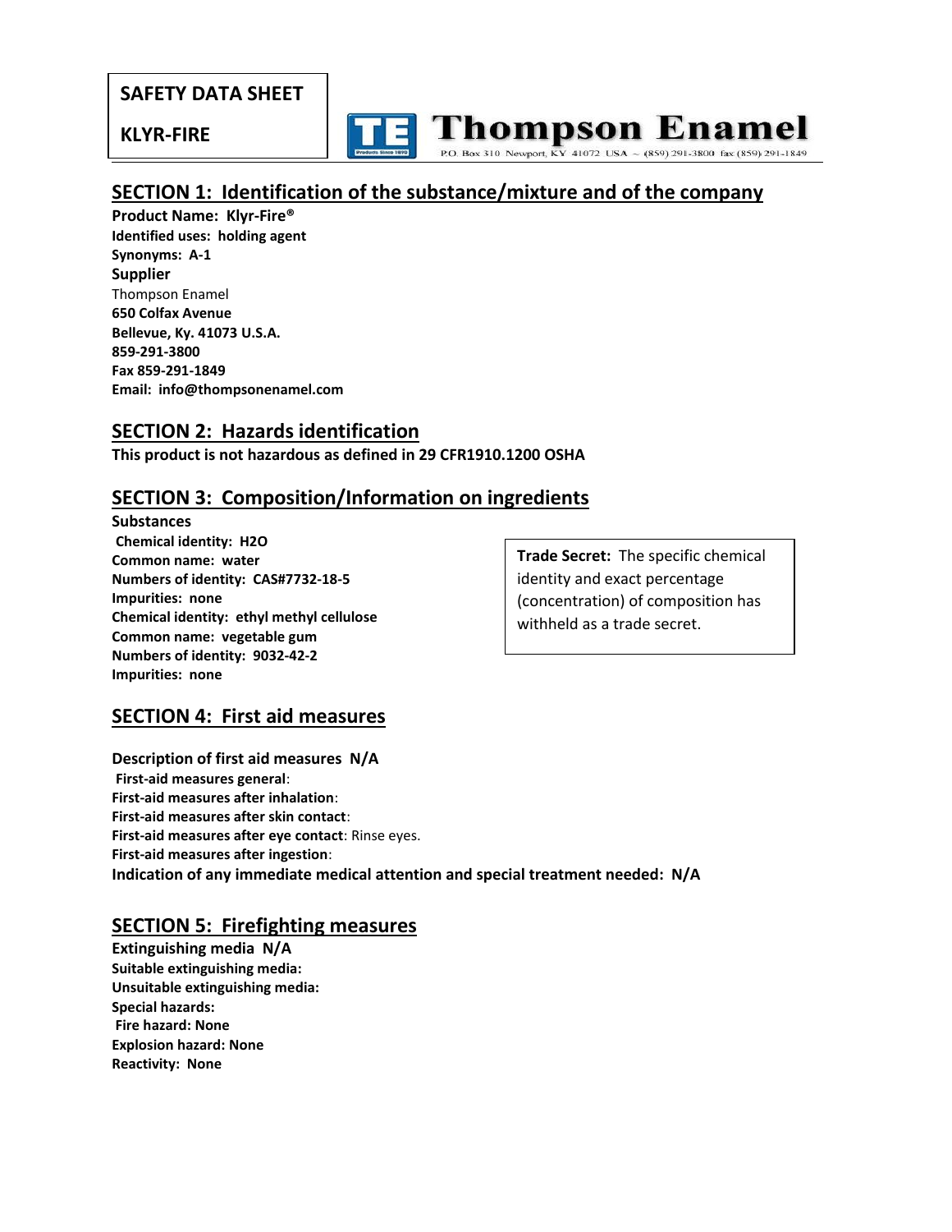**SAFETY DATA SHEET**

**KLYR-FIRE**

**Thompson Enamel**

P.O. Box 310 Newport, KY 41072 USA ~ (859) 291-3800 fax (859) 291-1849

## SECTION 1: Identification of the substance/mixture and of the company

**Product Name: Klyr-Fire®**
**Identified uses: holding agent**
**Synonyms: A-1**
**Supplier**
Thompson Enamel
**650 Colfax Avenue**
**Bellevue, Ky. 41073 U.S.A.**
**859-291-3800**
**Fax 859-291-1849**
**Email: info@thompsonenamel.com**

## SECTION 2: Hazards identification

**This product is not hazardous as defined in 29 CFR1910.1200 OSHA**

## SECTION 3: Composition/Information on ingredients

**Substances**
**Chemical identity: H2O**
**Common name: water**
**Numbers of identity: CAS#7732-18-5**
**Impurities: none**
**Chemical identity: ethyl methyl cellulose**
**Common name: vegetable gum**
**Numbers of identity: 9032-42-2**
**Impurities: none**

**Trade Secret:** The specific chemical identity and exact percentage (concentration) of composition has withheld as a trade secret.

## SECTION 4: First aid measures

**Description of first aid measures N/A**
**First-aid measures general**:
**First-aid measures after inhalation**:
**First-aid measures after skin contact**:
**First-aid measures after eye contact**: Rinse eyes.
**First-aid measures after ingestion**:
**Indication of any immediate medical attention and special treatment needed: N/A**

## SECTION 5: Firefighting measures

**Extinguishing media N/A**
**Suitable extinguishing media:**
**Unsuitable extinguishing media:**
**Special hazards:**
**Fire hazard: None**
**Explosion hazard: None**
**Reactivity: None**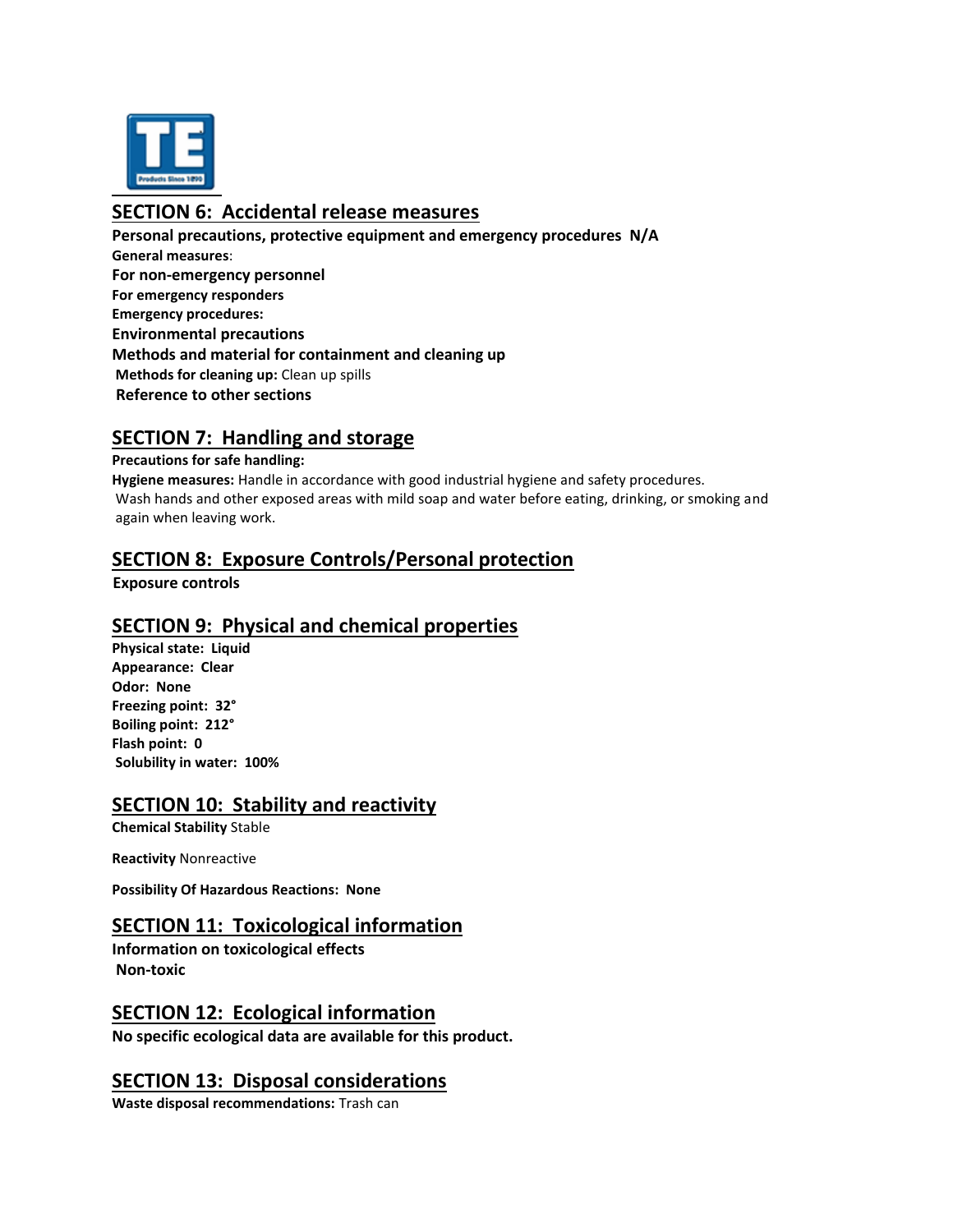## SECTION 6: Accidental release measures

**Personal precautions, protective equipment and emergency procedures N/A**

**General measures**:

**For non-emergency personnel**

**For emergency responders**

**Emergency procedures:**

**Environmental precautions**

**Methods and material for containment and cleaning up**

**Methods for cleaning up:** Clean up spills

**Reference to other sections**

## SECTION 7: Handling and storage

**Precautions for safe handling:**

**Hygiene measures:** Handle in accordance with good industrial hygiene and safety procedures. Wash hands and other exposed areas with mild soap and water before eating, drinking, or smoking and again when leaving work.

## SECTION 8: Exposure Controls/Personal protection

**Exposure controls**

## SECTION 9: Physical and chemical properties

**Physical state: Liquid**

**Appearance: Clear**

**Odor: None**

**Freezing point: 32°**

**Boiling point: 212°**

**Flash point: 0**

**Solubility in water: 100%**

## SECTION 10: Stability and reactivity

**Chemical Stability** Stable

**Reactivity** Nonreactive

**Possibility Of Hazardous Reactions: None**

## SECTION 11: Toxicological information

**Information on toxicological effects**

**Non-toxic**

## SECTION 12: Ecological information

**No specific ecological data are available for this product.**

## SECTION 13: Disposal considerations

**Waste disposal recommendations:** Trash can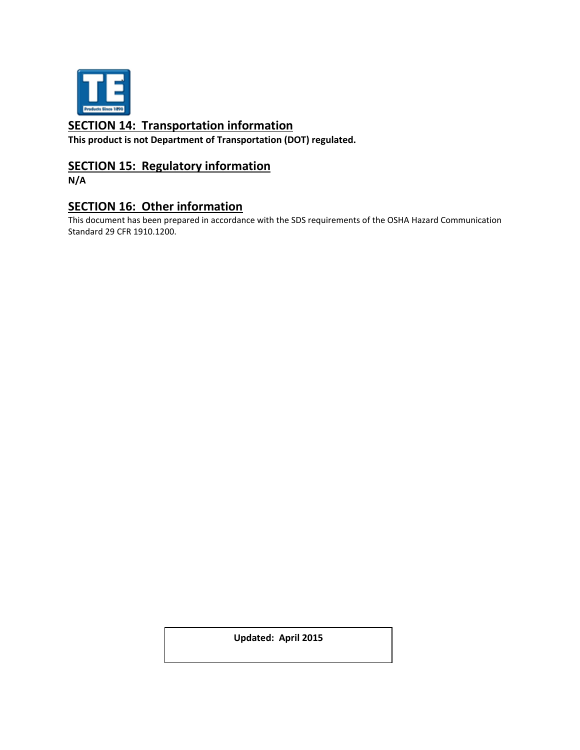## SECTION 14: Transportation information

**This product is not Department of Transportation (DOT) regulated.**

## SECTION 15: Regulatory information

**N/A**

## SECTION 16: Other information

This document has been prepared in accordance with the SDS requirements of the OSHA Hazard Communication Standard 29 CFR 1910.1200.

**Updated: April 2015**